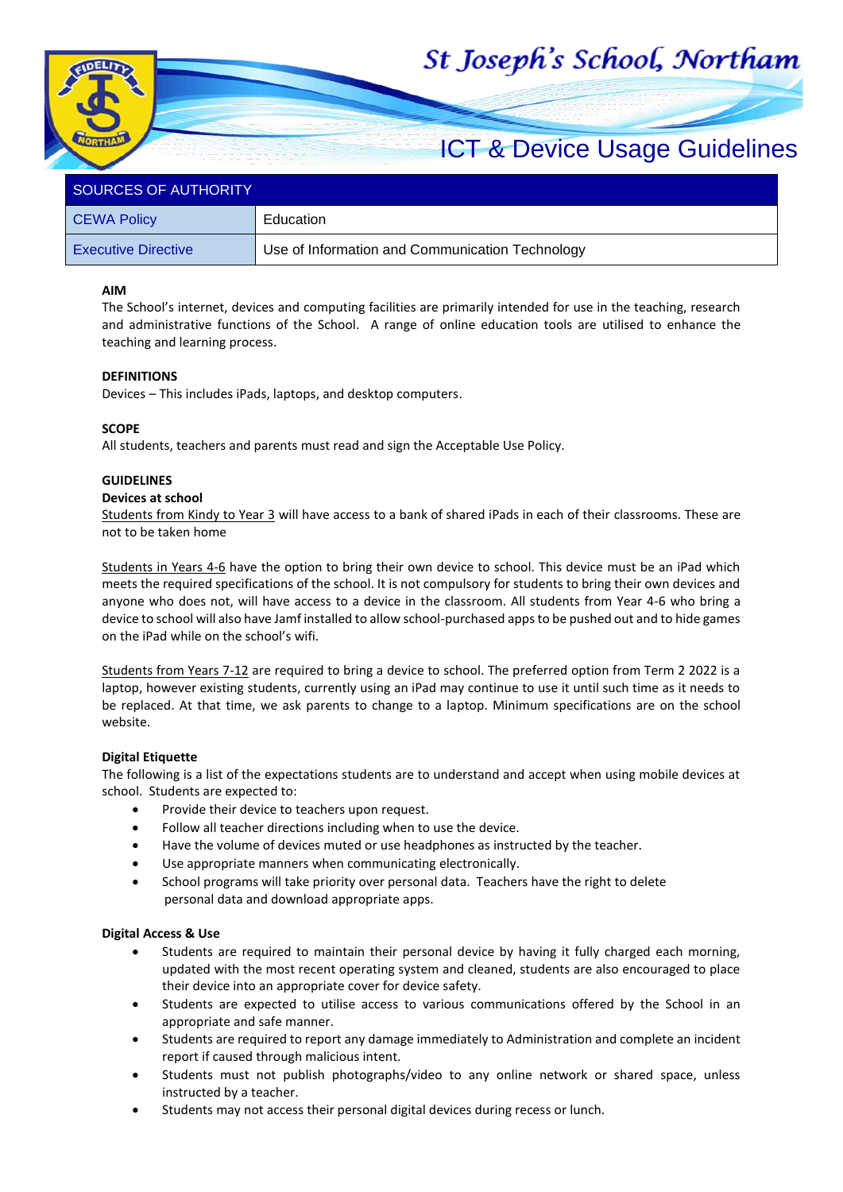# St Joseph's School, Northam

## ICT & Device Usage Guidelines

| SOURCES OF AUTHORITY | |
|---|---|
| CEWA Policy | Education |
| Executive Directive | Use of Information and Communication Technology |

**AIM**

The School's internet, devices and computing facilities are primarily intended for use in the teaching, research and administrative functions of the School. A range of online education tools are utilised to enhance the teaching and learning process.

**DEFINITIONS**

Devices – This includes iPads, laptops, and desktop computers.

**SCOPE**

All students, teachers and parents must read and sign the Acceptable Use Policy.

**GUIDELINES**

**Devices at school**

Students from Kindy to Year 3 will have access to a bank of shared iPads in each of their classrooms. These are not to be taken home

Students in Years 4-6 have the option to bring their own device to school. This device must be an iPad which meets the required specifications of the school. It is not compulsory for students to bring their own devices and anyone who does not, will have access to a device in the classroom. All students from Year 4-6 who bring a device to school will also have Jamf installed to allow school-purchased apps to be pushed out and to hide games on the iPad while on the school's wifi.

Students from Years 7-12 are required to bring a device to school. The preferred option from Term 2 2022 is a laptop, however existing students, currently using an iPad may continue to use it until such time as it needs to be replaced. At that time, we ask parents to change to a laptop. Minimum specifications are on the school website.

**Digital Etiquette**

The following is a list of the expectations students are to understand and accept when using mobile devices at school. Students are expected to:

- Provide their device to teachers upon request.
- Follow all teacher directions including when to use the device.
- Have the volume of devices muted or use headphones as instructed by the teacher.
- Use appropriate manners when communicating electronically.
- School programs will take priority over personal data. Teachers have the right to delete personal data and download appropriate apps.

**Digital Access & Use**

- Students are required to maintain their personal device by having it fully charged each morning, updated with the most recent operating system and cleaned, students are also encouraged to place their device into an appropriate cover for device safety.
- Students are expected to utilise access to various communications offered by the School in an appropriate and safe manner.
- Students are required to report any damage immediately to Administration and complete an incident report if caused through malicious intent.
- Students must not publish photographs/video to any online network or shared space, unless instructed by a teacher.
- Students may not access their personal digital devices during recess or lunch.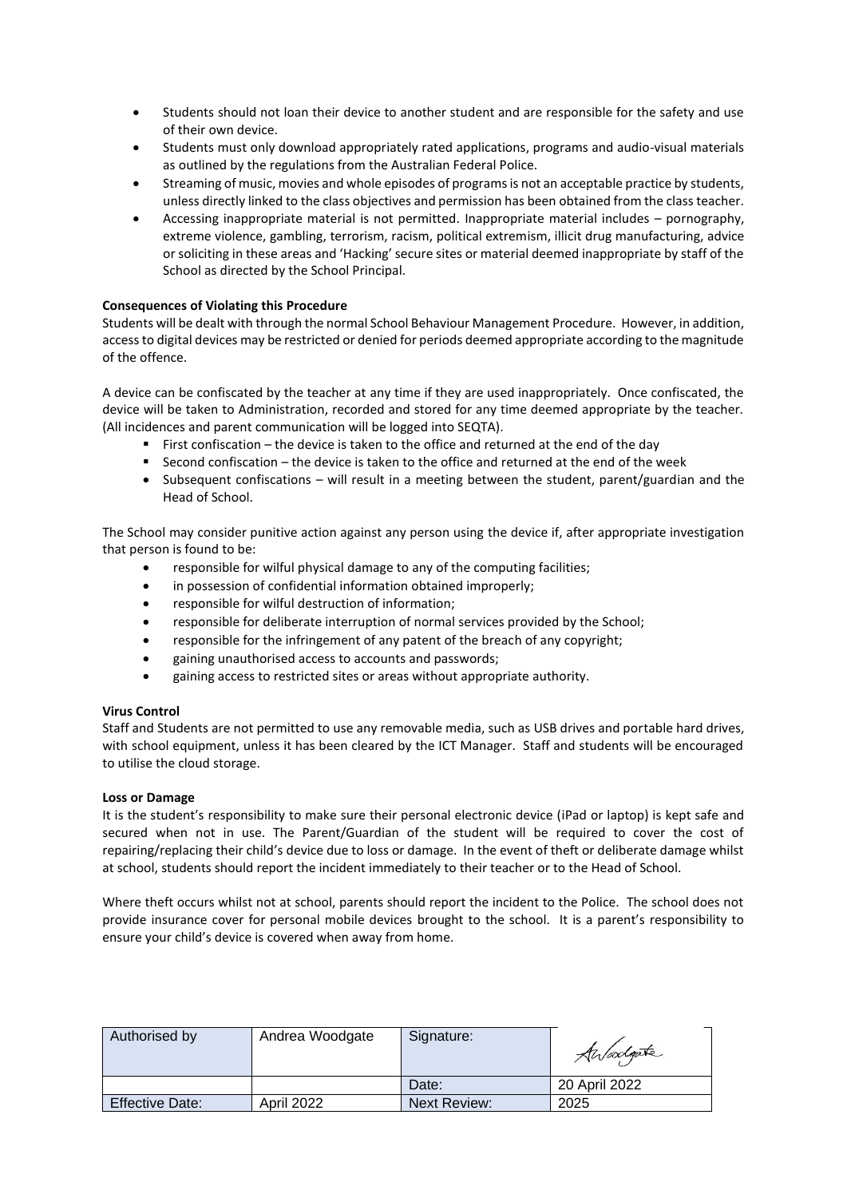- Students should not loan their device to another student and are responsible for the safety and use of their own device.
- Students must only download appropriately rated applications, programs and audio-visual materials as outlined by the regulations from the Australian Federal Police.
- Streaming of music, movies and whole episodes of programs is not an acceptable practice by students, unless directly linked to the class objectives and permission has been obtained from the class teacher.
- Accessing inappropriate material is not permitted. Inappropriate material includes – pornography, extreme violence, gambling, terrorism, racism, political extremism, illicit drug manufacturing, advice or soliciting in these areas and 'Hacking' secure sites or material deemed inappropriate by staff of the School as directed by the School Principal.

**Consequences of Violating this Procedure**

Students will be dealt with through the normal School Behaviour Management Procedure. However, in addition, access to digital devices may be restricted or denied for periods deemed appropriate according to the magnitude of the offence.

A device can be confiscated by the teacher at any time if they are used inappropriately. Once confiscated, the device will be taken to Administration, recorded and stored for any time deemed appropriate by the teacher. (All incidences and parent communication will be logged into SEQTA).

- First confiscation – the device is taken to the office and returned at the end of the day
- Second confiscation – the device is taken to the office and returned at the end of the week
- Subsequent confiscations – will result in a meeting between the student, parent/guardian and the Head of School.

The School may consider punitive action against any person using the device if, after appropriate investigation that person is found to be:

- responsible for wilful physical damage to any of the computing facilities;
- in possession of confidential information obtained improperly;
- responsible for wilful destruction of information;
- responsible for deliberate interruption of normal services provided by the School;
- responsible for the infringement of any patent of the breach of any copyright;
- gaining unauthorised access to accounts and passwords;
- gaining access to restricted sites or areas without appropriate authority.

**Virus Control**

Staff and Students are not permitted to use any removable media, such as USB drives and portable hard drives, with school equipment, unless it has been cleared by the ICT Manager. Staff and students will be encouraged to utilise the cloud storage.

**Loss or Damage**

It is the student's responsibility to make sure their personal electronic device (iPad or laptop) is kept safe and secured when not in use. The Parent/Guardian of the student will be required to cover the cost of repairing/replacing their child's device due to loss or damage. In the event of theft or deliberate damage whilst at school, students should report the incident immediately to their teacher or to the Head of School.

Where theft occurs whilst not at school, parents should report the incident to the Police. The school does not provide insurance cover for personal mobile devices brought to the school. It is a parent's responsibility to ensure your child's device is covered when away from home.

| | | | |
|---|---|---|---|
| Authorised by | Andrea Woodgate | Signature: | A Woodgate |
| | | Date: | 20 April 2022 |
| Effective Date: | April 2022 | Next Review: | 2025 |